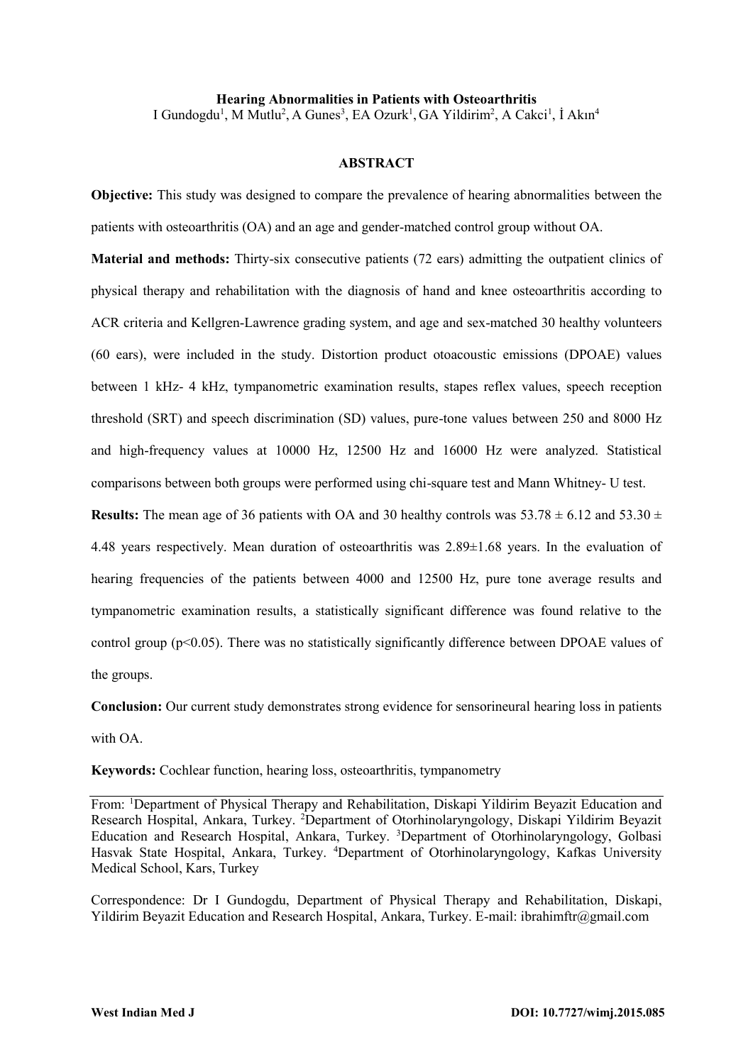# Hearing Abnormalities in Patients with Osteoarthritis

I Gundogdu[1], M Mutlu[2], A Gunes[3], EA Ozurk[1], GA Yildirim[2], A Cakci[1], İ Akın[4]

## ABSTRACT

**Objective:** This study was designed to compare the prevalence of hearing abnormalities between the patients with osteoarthritis (OA) and an age and gender-matched control group without OA.

**Material and methods:** Thirty-six consecutive patients (72 ears) admitting the outpatient clinics of physical therapy and rehabilitation with the diagnosis of hand and knee osteoarthritis according to ACR criteria and Kellgren-Lawrence grading system, and age and sex-matched 30 healthy volunteers (60 ears), were included in the study. Distortion product otoacoustic emissions (DPOAE) values between 1 kHz- 4 kHz, tympanometric examination results, stapes reflex values, speech reception threshold (SRT) and speech discrimination (SD) values, pure-tone values between 250 and 8000 Hz and high-frequency values at 10000 Hz, 12500 Hz and 16000 Hz were analyzed. Statistical comparisons between both groups were performed using chi-square test and Mann Whitney- U test.

**Results:** The mean age of 36 patients with OA and 30 healthy controls was 53.78 ± 6.12 and 53.30 ± 4.48 years respectively. Mean duration of osteoarthritis was 2.89±1.68 years. In the evaluation of hearing frequencies of the patients between 4000 and 12500 Hz, pure tone average results and tympanometric examination results, a statistically significant difference was found relative to the control group ($p<0.05$). There was no statistically significantly difference between DPOAE values of the groups.

**Conclusion:** Our current study demonstrates strong evidence for sensorineural hearing loss in patients with OA.

**Keywords:** Cochlear function, hearing loss, osteoarthritis, tympanometry

---

From: [1]Department of Physical Therapy and Rehabilitation, Diskapi Yildirim Beyazit Education and Research Hospital, Ankara, Turkey. [2]Department of Otorhinolaryngology, Diskapi Yildirim Beyazit Education and Research Hospital, Ankara, Turkey. [3]Department of Otorhinolaryngology, Golbasi Hasvak State Hospital, Ankara, Turkey. [4]Department of Otorhinolaryngology, Kafkas University Medical School, Kars, Turkey

Correspondence: Dr I Gundogdu, Department of Physical Therapy and Rehabilitation, Diskapi, Yildirim Beyazit Education and Research Hospital, Ankara, Turkey. E-mail: ibrahimftr@gmail.com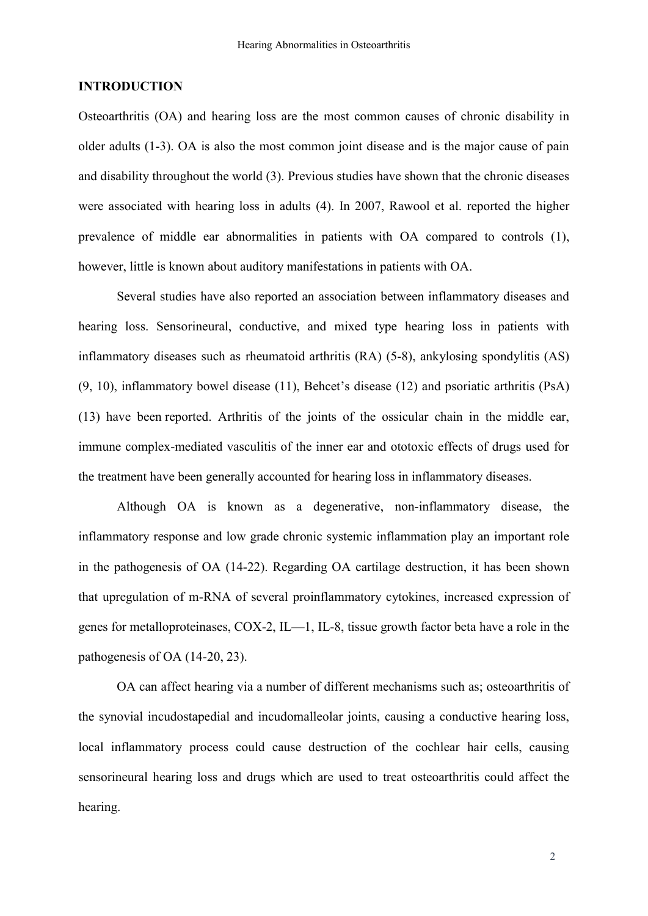## INTRODUCTION

Osteoarthritis (OA) and hearing loss are the most common causes of chronic disability in older adults (1-3). OA is also the most common joint disease and is the major cause of pain and disability throughout the world (3). Previous studies have shown that the chronic diseases were associated with hearing loss in adults (4). In 2007, Rawool et al. reported the higher prevalence of middle ear abnormalities in patients with OA compared to controls (1), however, little is known about auditory manifestations in patients with OA.

Several studies have also reported an association between inflammatory diseases and hearing loss. Sensorineural, conductive, and mixed type hearing loss in patients with inflammatory diseases such as rheumatoid arthritis (RA) (5-8), ankylosing spondylitis (AS) (9, 10), inflammatory bowel disease (11), Behcet's disease (12) and psoriatic arthritis (PsA) (13) have been reported. Arthritis of the joints of the ossicular chain in the middle ear, immune complex-mediated vasculitis of the inner ear and ototoxic effects of drugs used for the treatment have been generally accounted for hearing loss in inflammatory diseases.

Although OA is known as a degenerative, non-inflammatory disease, the inflammatory response and low grade chronic systemic inflammation play an important role in the pathogenesis of OA (14-22). Regarding OA cartilage destruction, it has been shown that upregulation of m-RNA of several proinflammatory cytokines, increased expression of genes for metalloproteinases, COX-2, IL—1, IL-8, tissue growth factor beta have a role in the pathogenesis of OA (14-20, 23).

OA can affect hearing via a number of different mechanisms such as; osteoarthritis of the synovial incudostapedial and incudomalleolar joints, causing a conductive hearing loss, local inflammatory process could cause destruction of the cochlear hair cells, causing sensorineural hearing loss and drugs which are used to treat osteoarthritis could affect the hearing.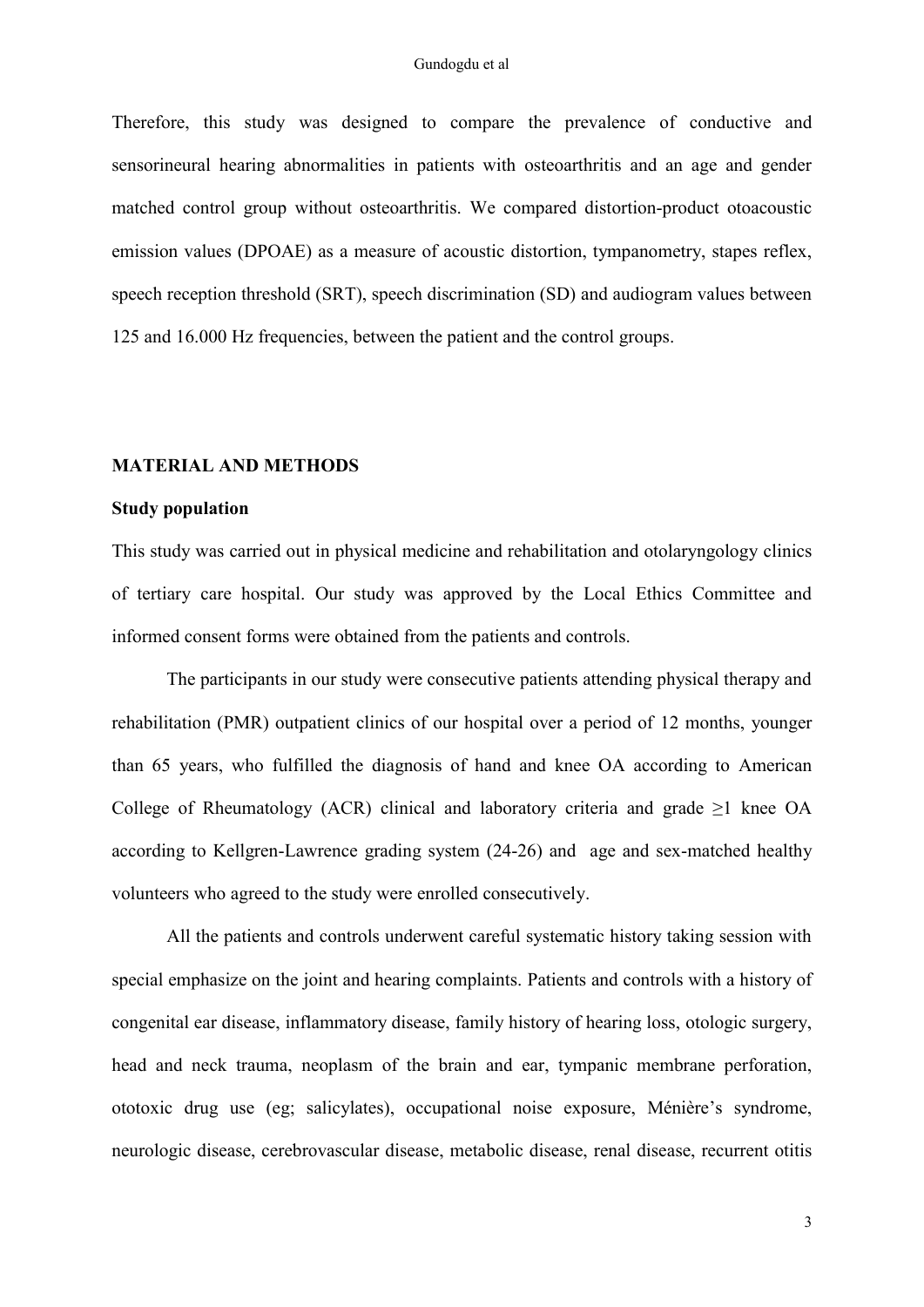Therefore, this study was designed to compare the prevalence of conductive and sensorineural hearing abnormalities in patients with osteoarthritis and an age and gender matched control group without osteoarthritis. We compared distortion-product otoacoustic emission values (DPOAE) as a measure of acoustic distortion, tympanometry, stapes reflex, speech reception threshold (SRT), speech discrimination (SD) and audiogram values between 125 and 16.000 Hz frequencies, between the patient and the control groups.

## MATERIAL AND METHODS

### Study population

This study was carried out in physical medicine and rehabilitation and otolaryngology clinics of tertiary care hospital. Our study was approved by the Local Ethics Committee and informed consent forms were obtained from the patients and controls.

The participants in our study were consecutive patients attending physical therapy and rehabilitation (PMR) outpatient clinics of our hospital over a period of 12 months, younger than 65 years, who fulfilled the diagnosis of hand and knee OA according to American College of Rheumatology (ACR) clinical and laboratory criteria and grade ≥1 knee OA according to Kellgren-Lawrence grading system (24-26) and age and sex-matched healthy volunteers who agreed to the study were enrolled consecutively.

All the patients and controls underwent careful systematic history taking session with special emphasize on the joint and hearing complaints. Patients and controls with a history of congenital ear disease, inflammatory disease, family history of hearing loss, otologic surgery, head and neck trauma, neoplasm of the brain and ear, tympanic membrane perforation, ototoxic drug use (eg; salicylates), occupational noise exposure, Ménière's syndrome, neurologic disease, cerebrovascular disease, metabolic disease, renal disease, recurrent otitis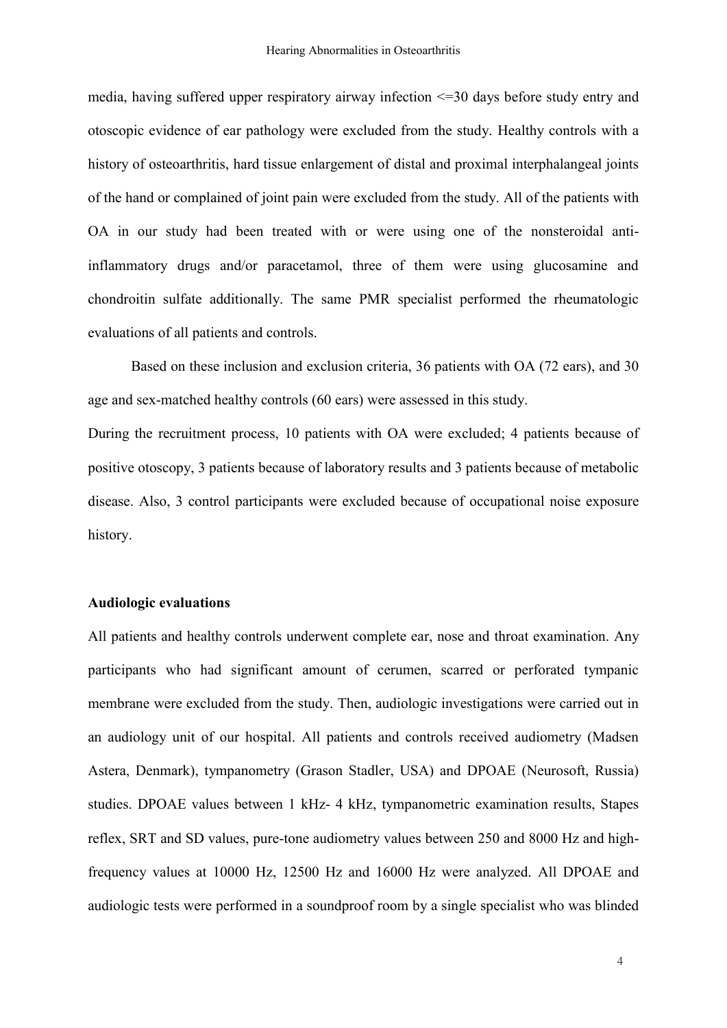media, having suffered upper respiratory airway infection <=30 days before study entry and otoscopic evidence of ear pathology were excluded from the study. Healthy controls with a history of osteoarthritis, hard tissue enlargement of distal and proximal interphalangeal joints of the hand or complained of joint pain were excluded from the study. All of the patients with OA in our study had been treated with or were using one of the nonsteroidal anti-inflammatory drugs and/or paracetamol, three of them were using glucosamine and chondroitin sulfate additionally. The same PMR specialist performed the rheumatologic evaluations of all patients and controls.

Based on these inclusion and exclusion criteria, 36 patients with OA (72 ears), and 30 age and sex-matched healthy controls (60 ears) were assessed in this study.

During the recruitment process, 10 patients with OA were excluded; 4 patients because of positive otoscopy, 3 patients because of laboratory results and 3 patients because of metabolic disease. Also, 3 control participants were excluded because of occupational noise exposure history.

**Audiologic evaluations**

All patients and healthy controls underwent complete ear, nose and throat examination. Any participants who had significant amount of cerumen, scarred or perforated tympanic membrane were excluded from the study. Then, audiologic investigations were carried out in an audiology unit of our hospital. All patients and controls received audiometry (Madsen Astera, Denmark), tympanometry (Grason Stadler, USA) and DPOAE (Neurosoft, Russia) studies. DPOAE values between 1 kHz- 4 kHz, tympanometric examination results, Stapes reflex, SRT and SD values, pure-tone audiometry values between 250 and 8000 Hz and high-frequency values at 10000 Hz, 12500 Hz and 16000 Hz were analyzed. All DPOAE and audiologic tests were performed in a soundproof room by a single specialist who was blinded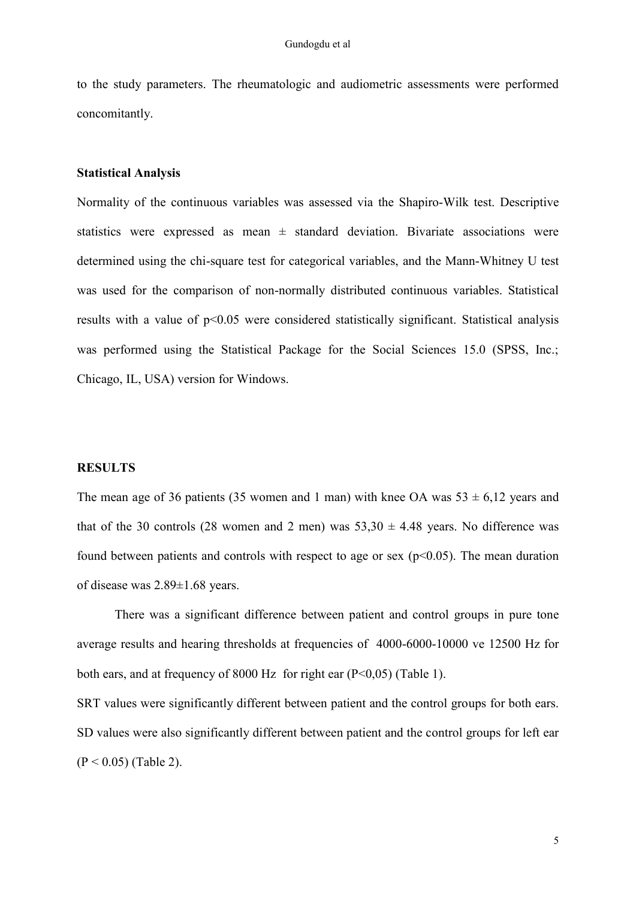to the study parameters. The rheumatologic and audiometric assessments were performed concomitantly.

### Statistical Analysis

Normality of the continuous variables was assessed via the Shapiro-Wilk test. Descriptive statistics were expressed as mean ± standard deviation. Bivariate associations were determined using the chi-square test for categorical variables, and the Mann-Whitney U test was used for the comparison of non-normally distributed continuous variables. Statistical results with a value of $p<0.05$ were considered statistically significant. Statistical analysis was performed using the Statistical Package for the Social Sciences 15.0 (SPSS, Inc.; Chicago, IL, USA) version for Windows.

## RESULTS

The mean age of 36 patients (35 women and 1 man) with knee OA was 53 ± 6,12 years and that of the 30 controls (28 women and 2 men) was 53,30 ± 4.48 years. No difference was found between patients and controls with respect to age or sex ($p<0.05$). The mean duration of disease was 2.89±1.68 years.

There was a significant difference between patient and control groups in pure tone average results and hearing thresholds at frequencies of 4000-6000-10000 ve 12500 Hz for both ears, and at frequency of 8000 Hz for right ear ($P<0,05$) (Table 1).

SRT values were significantly different between patient and the control groups for both ears. SD values were also significantly different between patient and the control groups for left ear ($P < 0.05$) (Table 2).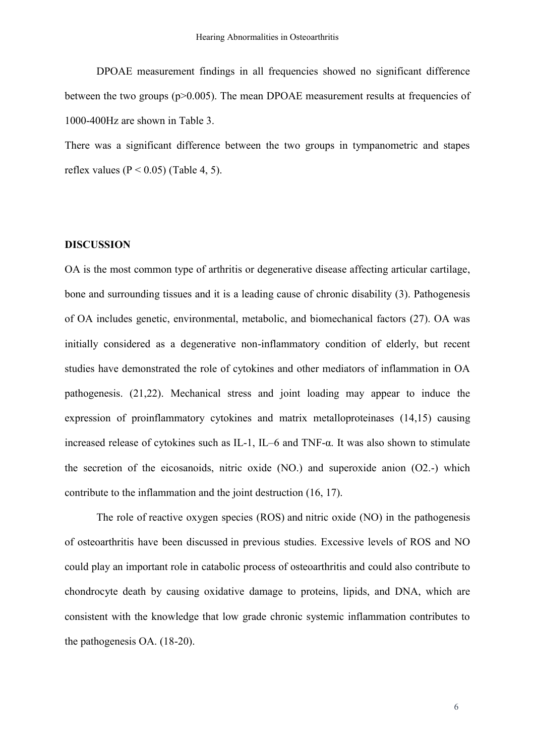DPOAE measurement findings in all frequencies showed no significant difference between the two groups ($p>0.005$). The mean DPOAE measurement results at frequencies of 1000-400Hz are shown in Table 3.

There was a significant difference between the two groups in tympanometric and stapes reflex values ($P < 0.05$) (Table 4, 5).

**DISCUSSION**

OA is the most common type of arthritis or degenerative disease affecting articular cartilage, bone and surrounding tissues and it is a leading cause of chronic disability (3). Pathogenesis of OA includes genetic, environmental, metabolic, and biomechanical factors (27). OA was initially considered as a degenerative non-inflammatory condition of elderly, but recent studies have demonstrated the role of cytokines and other mediators of inflammation in OA pathogenesis. (21,22). Mechanical stress and joint loading may appear to induce the expression of proinflammatory cytokines and matrix metalloproteinases (14,15) causing increased release of cytokines such as IL-1, IL–6 and TNF-α. It was also shown to stimulate the secretion of the eicosanoids, nitric oxide (NO.) and superoxide anion (O2.-) which contribute to the inflammation and the joint destruction (16, 17).

The role of reactive oxygen species (ROS) and nitric oxide (NO) in the pathogenesis of osteoarthritis have been discussed in previous studies. Excessive levels of ROS and NO could play an important role in catabolic process of osteoarthritis and could also contribute to chondrocyte death by causing oxidative damage to proteins, lipids, and DNA, which are consistent with the knowledge that low grade chronic systemic inflammation contributes to the pathogenesis OA. (18-20).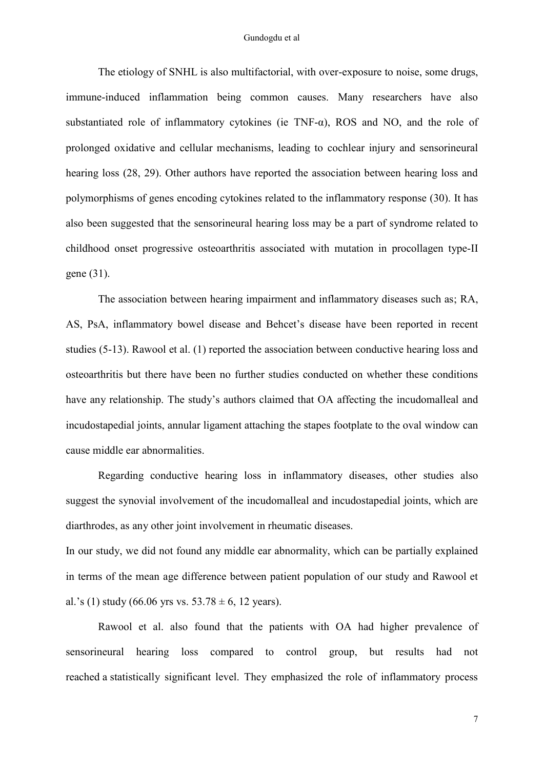The etiology of SNHL is also multifactorial, with over-exposure to noise, some drugs, immune-induced inflammation being common causes. Many researchers have also substantiated role of inflammatory cytokines (ie TNF-α), ROS and NO, and the role of prolonged oxidative and cellular mechanisms, leading to cochlear injury and sensorineural hearing loss (28, 29). Other authors have reported the association between hearing loss and polymorphisms of genes encoding cytokines related to the inflammatory response (30). It has also been suggested that the sensorineural hearing loss may be a part of syndrome related to childhood onset progressive osteoarthritis associated with mutation in procollagen type-II gene (31).

The association between hearing impairment and inflammatory diseases such as; RA, AS, PsA, inflammatory bowel disease and Behcet's disease have been reported in recent studies (5-13). Rawool et al. (1) reported the association between conductive hearing loss and osteoarthritis but there have been no further studies conducted on whether these conditions have any relationship. The study's authors claimed that OA affecting the incudomalleal and incudostapedial joints, annular ligament attaching the stapes footplate to the oval window can cause middle ear abnormalities.

Regarding conductive hearing loss in inflammatory diseases, other studies also suggest the synovial involvement of the incudomalleal and incudostapedial joints, which are diarthrodes, as any other joint involvement in rheumatic diseases.

In our study, we did not found any middle ear abnormality, which can be partially explained in terms of the mean age difference between patient population of our study and Rawool et al.'s (1) study (66.06 yrs vs. 53.78 ± 6, 12 years).

Rawool et al. also found that the patients with OA had higher prevalence of sensorineural hearing loss compared to control group, but results had not reached a statistically significant level. They emphasized the role of inflammatory process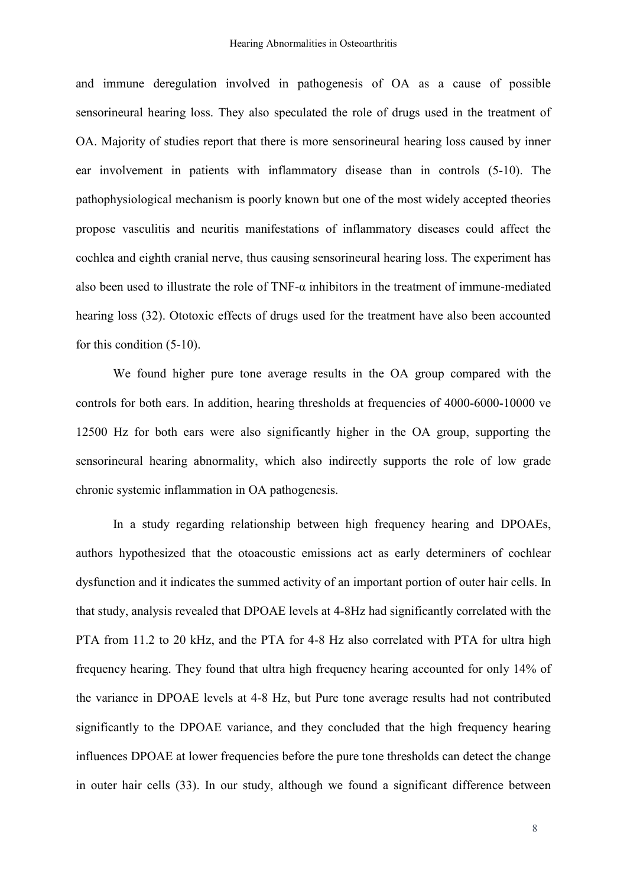and immune deregulation involved in pathogenesis of OA as a cause of possible sensorineural hearing loss. They also speculated the role of drugs used in the treatment of OA. Majority of studies report that there is more sensorineural hearing loss caused by inner ear involvement in patients with inflammatory disease than in controls (5-10). The pathophysiological mechanism is poorly known but one of the most widely accepted theories propose vasculitis and neuritis manifestations of inflammatory diseases could affect the cochlea and eighth cranial nerve, thus causing sensorineural hearing loss. The experiment has also been used to illustrate the role of TNF-α inhibitors in the treatment of immune-mediated hearing loss (32). Ototoxic effects of drugs used for the treatment have also been accounted for this condition (5-10).

We found higher pure tone average results in the OA group compared with the controls for both ears. In addition, hearing thresholds at frequencies of 4000-6000-10000 ve 12500 Hz for both ears were also significantly higher in the OA group, supporting the sensorineural hearing abnormality, which also indirectly supports the role of low grade chronic systemic inflammation in OA pathogenesis.

In a study regarding relationship between high frequency hearing and DPOAEs, authors hypothesized that the otoacoustic emissions act as early determiners of cochlear dysfunction and it indicates the summed activity of an important portion of outer hair cells. In that study, analysis revealed that DPOAE levels at 4-8Hz had significantly correlated with the PTA from 11.2 to 20 kHz, and the PTA for 4-8 Hz also correlated with PTA for ultra high frequency hearing. They found that ultra high frequency hearing accounted for only 14% of the variance in DPOAE levels at 4-8 Hz, but Pure tone average results had not contributed significantly to the DPOAE variance, and they concluded that the high frequency hearing influences DPOAE at lower frequencies before the pure tone thresholds can detect the change in outer hair cells (33). In our study, although we found a significant difference between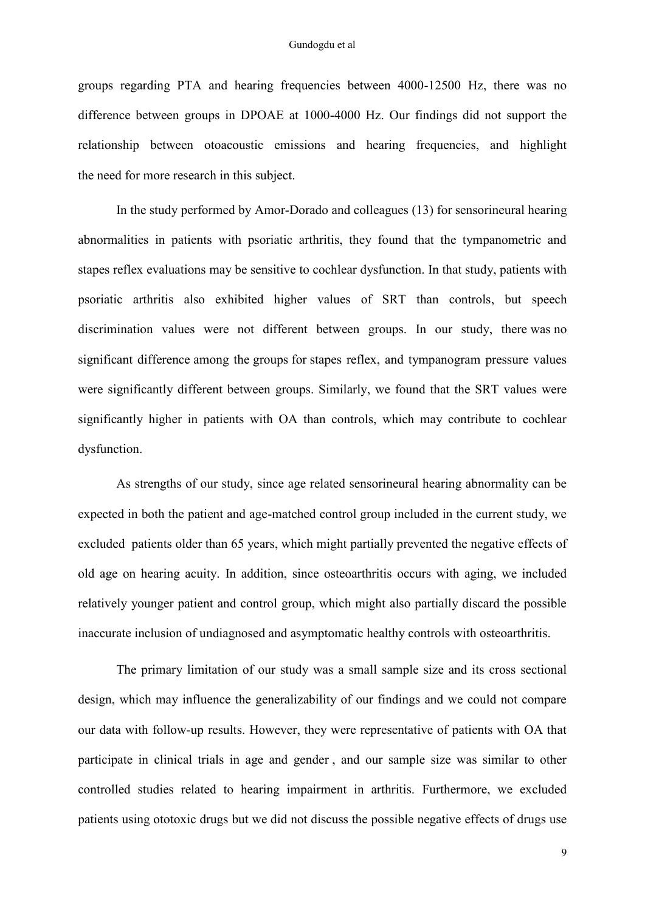groups regarding PTA and hearing frequencies between 4000-12500 Hz, there was no difference between groups in DPOAE at 1000-4000 Hz. Our findings did not support the relationship between otoacoustic emissions and hearing frequencies, and highlight the need for more research in this subject.

In the study performed by Amor-Dorado and colleagues (13) for sensorineural hearing abnormalities in patients with psoriatic arthritis, they found that the tympanometric and stapes reflex evaluations may be sensitive to cochlear dysfunction. In that study, patients with psoriatic arthritis also exhibited higher values of SRT than controls, but speech discrimination values were not different between groups. In our study, there was no significant difference among the groups for stapes reflex, and tympanogram pressure values were significantly different between groups. Similarly, we found that the SRT values were significantly higher in patients with OA than controls, which may contribute to cochlear dysfunction.

As strengths of our study, since age related sensorineural hearing abnormality can be expected in both the patient and age-matched control group included in the current study, we excluded patients older than 65 years, which might partially prevented the negative effects of old age on hearing acuity. In addition, since osteoarthritis occurs with aging, we included relatively younger patient and control group, which might also partially discard the possible inaccurate inclusion of undiagnosed and asymptomatic healthy controls with osteoarthritis.

The primary limitation of our study was a small sample size and its cross sectional design, which may influence the generalizability of our findings and we could not compare our data with follow-up results. However, they were representative of patients with OA that participate in clinical trials in age and gender , and our sample size was similar to other controlled studies related to hearing impairment in arthritis. Furthermore, we excluded patients using ototoxic drugs but we did not discuss the possible negative effects of drugs use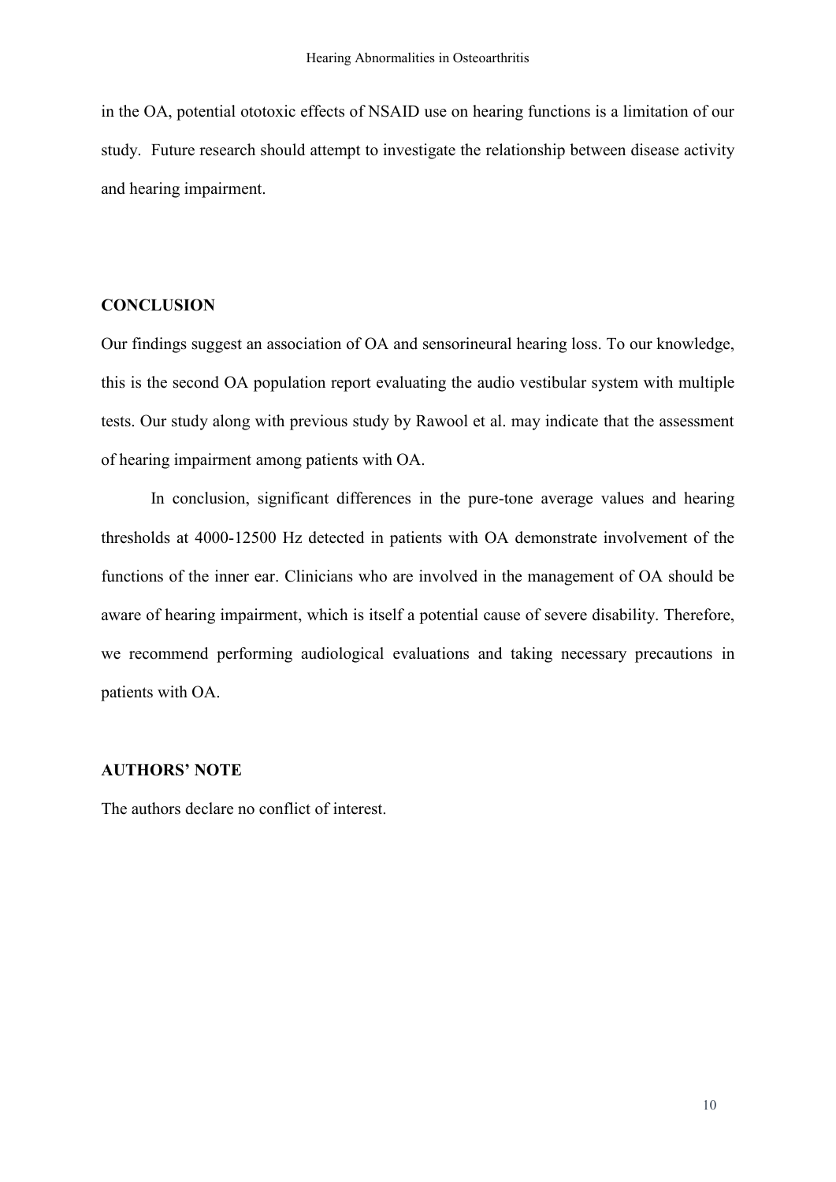in the OA, potential ototoxic effects of NSAID use on hearing functions is a limitation of our study. Future research should attempt to investigate the relationship between disease activity and hearing impairment.

## CONCLUSION

Our findings suggest an association of OA and sensorineural hearing loss. To our knowledge, this is the second OA population report evaluating the audio vestibular system with multiple tests. Our study along with previous study by Rawool et al. may indicate that the assessment of hearing impairment among patients with OA.

In conclusion, significant differences in the pure-tone average values and hearing thresholds at 4000-12500 Hz detected in patients with OA demonstrate involvement of the functions of the inner ear. Clinicians who are involved in the management of OA should be aware of hearing impairment, which is itself a potential cause of severe disability. Therefore, we recommend performing audiological evaluations and taking necessary precautions in patients with OA.

## AUTHORS' NOTE

The authors declare no conflict of interest.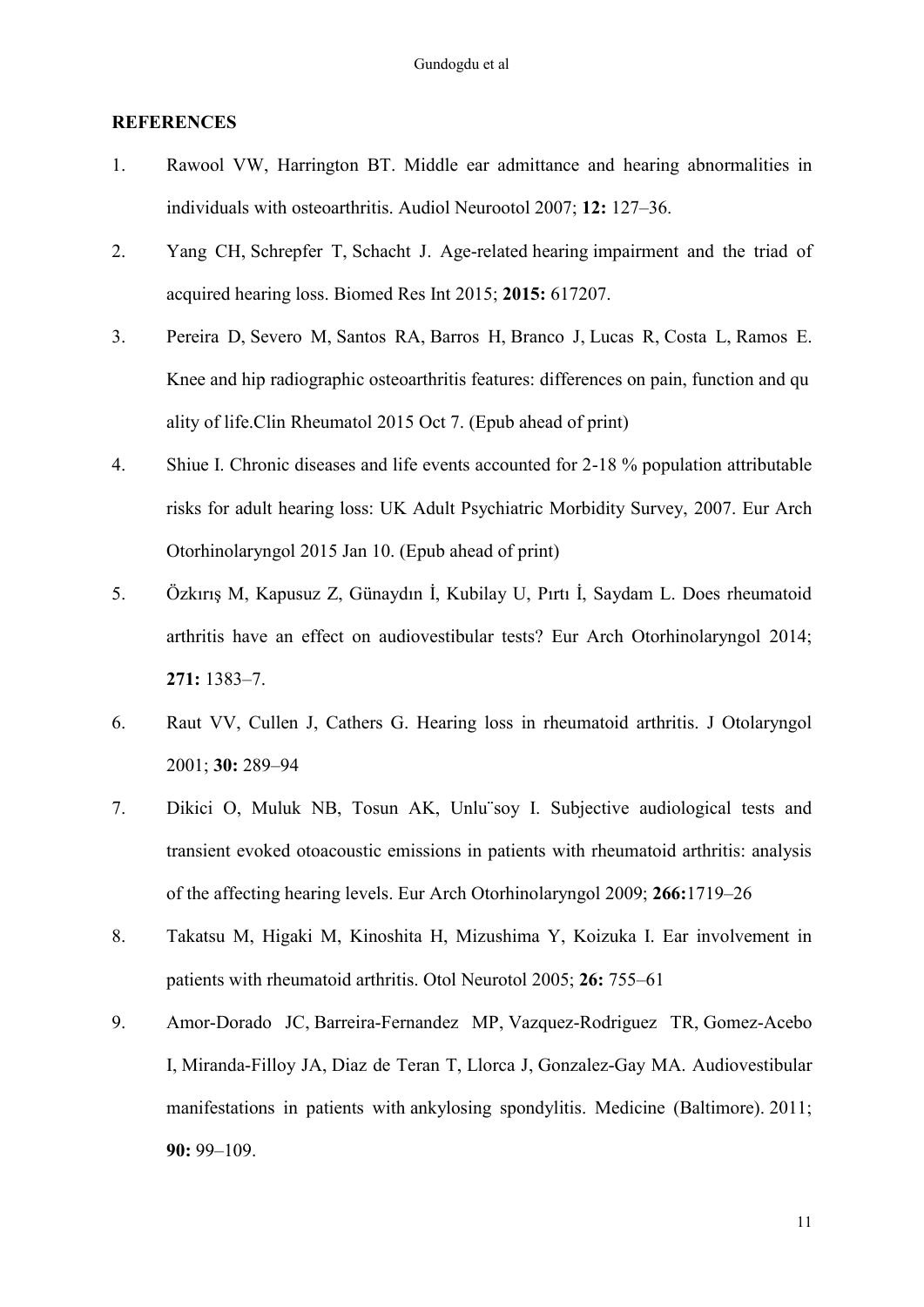## REFERENCES

1. Rawool VW, Harrington BT. Middle ear admittance and hearing abnormalities in individuals with osteoarthritis. Audiol Neurootol 2007; **12:** 127–36.
2. Yang CH, Schrepfer T, Schacht J. Age-related hearing impairment and the triad of acquired hearing loss. Biomed Res Int 2015; **2015:** 617207.
3. Pereira D, Severo M, Santos RA, Barros H, Branco J, Lucas R, Costa L, Ramos E. Knee and hip radiographic osteoarthritis features: differences on pain, function and qu ality of life.Clin Rheumatol 2015 Oct 7. (Epub ahead of print)
4. Shiue I. Chronic diseases and life events accounted for 2-18 % population attributable risks for adult hearing loss: UK Adult Psychiatric Morbidity Survey, 2007. Eur Arch Otorhinolaryngol 2015 Jan 10. (Epub ahead of print)
5. Özkırış M, Kapusuz Z, Günaydın İ, Kubilay U, Pırtı İ, Saydam L. Does rheumatoid arthritis have an effect on audiovestibular tests? Eur Arch Otorhinolaryngol 2014; **271:** 1383–7.
6. Raut VV, Cullen J, Cathers G. Hearing loss in rheumatoid arthritis. J Otolaryngol 2001; **30:** 289–94
7. Dikici O, Muluk NB, Tosun AK, Unlu¨soy I. Subjective audiological tests and transient evoked otoacoustic emissions in patients with rheumatoid arthritis: analysis of the affecting hearing levels. Eur Arch Otorhinolaryngol 2009; **266:**1719–26
8. Takatsu M, Higaki M, Kinoshita H, Mizushima Y, Koizuka I. Ear involvement in patients with rheumatoid arthritis. Otol Neurotol 2005; **26:** 755–61
9. Amor-Dorado JC, Barreira-Fernandez MP, Vazquez-Rodriguez TR, Gomez-Acebo I, Miranda-Filloy JA, Diaz de Teran T, Llorca J, Gonzalez-Gay MA. Audiovestibular manifestations in patients with ankylosing spondylitis. Medicine (Baltimore). 2011; **90:** 99–109.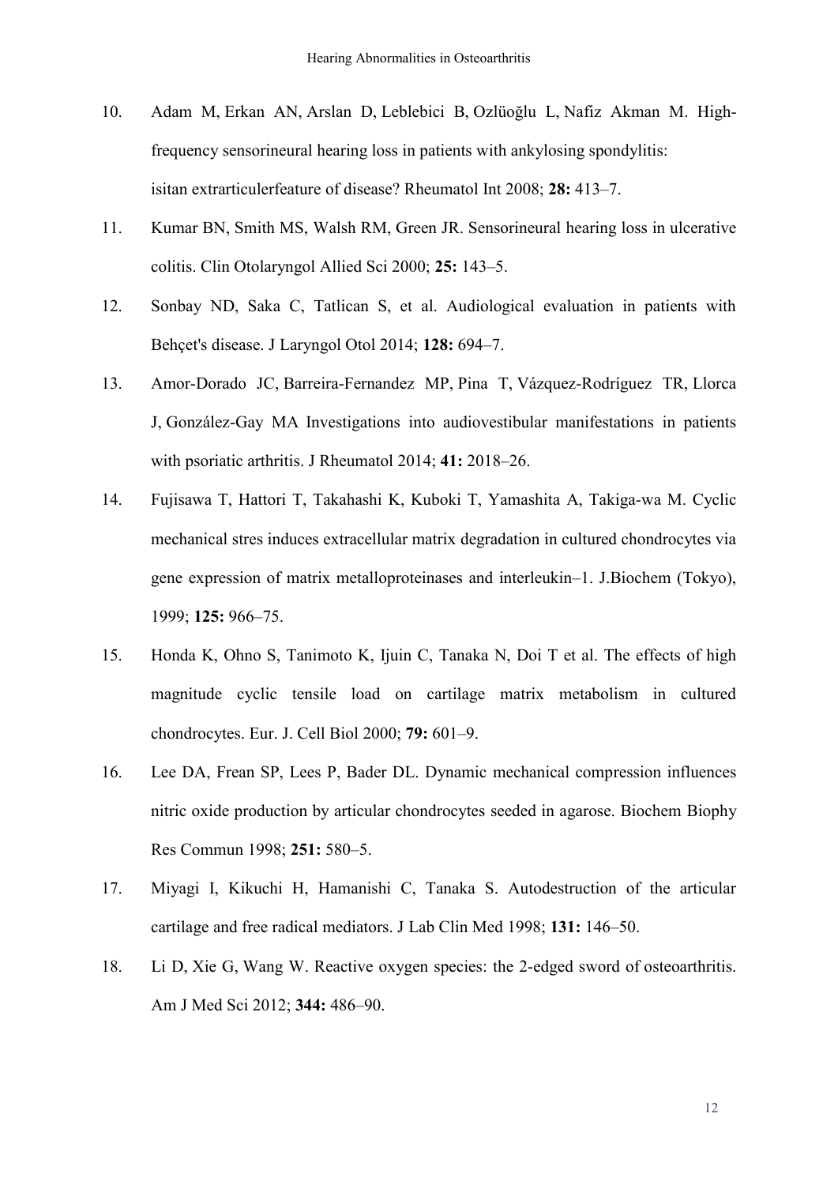10. Adam M, Erkan AN, Arslan D, Leblebici B, Ozlüoğlu L, Nafiz Akman M. High-frequency sensorineural hearing loss in patients with ankylosing spondylitis: isitan extrarticulerfeature of disease? Rheumatol Int 2008; **28:** 413–7.

11. Kumar BN, Smith MS, Walsh RM, Green JR. Sensorineural hearing loss in ulcerative colitis. Clin Otolaryngol Allied Sci 2000; **25:** 143–5.

12. Sonbay ND, Saka C, Tatlican S, et al. Audiological evaluation in patients with Behçet's disease. J Laryngol Otol 2014; **128:** 694–7.

13. Amor-Dorado JC, Barreira-Fernandez MP, Pina T, Vázquez-Rodríguez TR, Llorca J, González-Gay MA Investigations into audiovestibular manifestations in patients with psoriatic arthritis. J Rheumatol 2014; **41:** 2018–26.

14. Fujisawa T, Hattori T, Takahashi K, Kuboki T, Yamashita A, Takiga-wa M. Cyclic mechanical stres induces extracellular matrix degradation in cultured chondrocytes via gene expression of matrix metalloproteinases and interleukin–1. J.Biochem (Tokyo), 1999; **125:** 966–75.

15. Honda K, Ohno S, Tanimoto K, Ijuin C, Tanaka N, Doi T et al. The effects of high magnitude cyclic tensile load on cartilage matrix metabolism in cultured chondrocytes. Eur. J. Cell Biol 2000; **79:** 601–9.

16. Lee DA, Frean SP, Lees P, Bader DL. Dynamic mechanical compression influences nitric oxide production by articular chondrocytes seeded in agarose. Biochem Biophy Res Commun 1998; **251:** 580–5.

17. Miyagi I, Kikuchi H, Hamanishi C, Tanaka S. Autodestruction of the articular cartilage and free radical mediators. J Lab Clin Med 1998; **131:** 146–50.

18. Li D, Xie G, Wang W. Reactive oxygen species: the 2-edged sword of osteoarthritis. Am J Med Sci 2012; **344:** 486–90.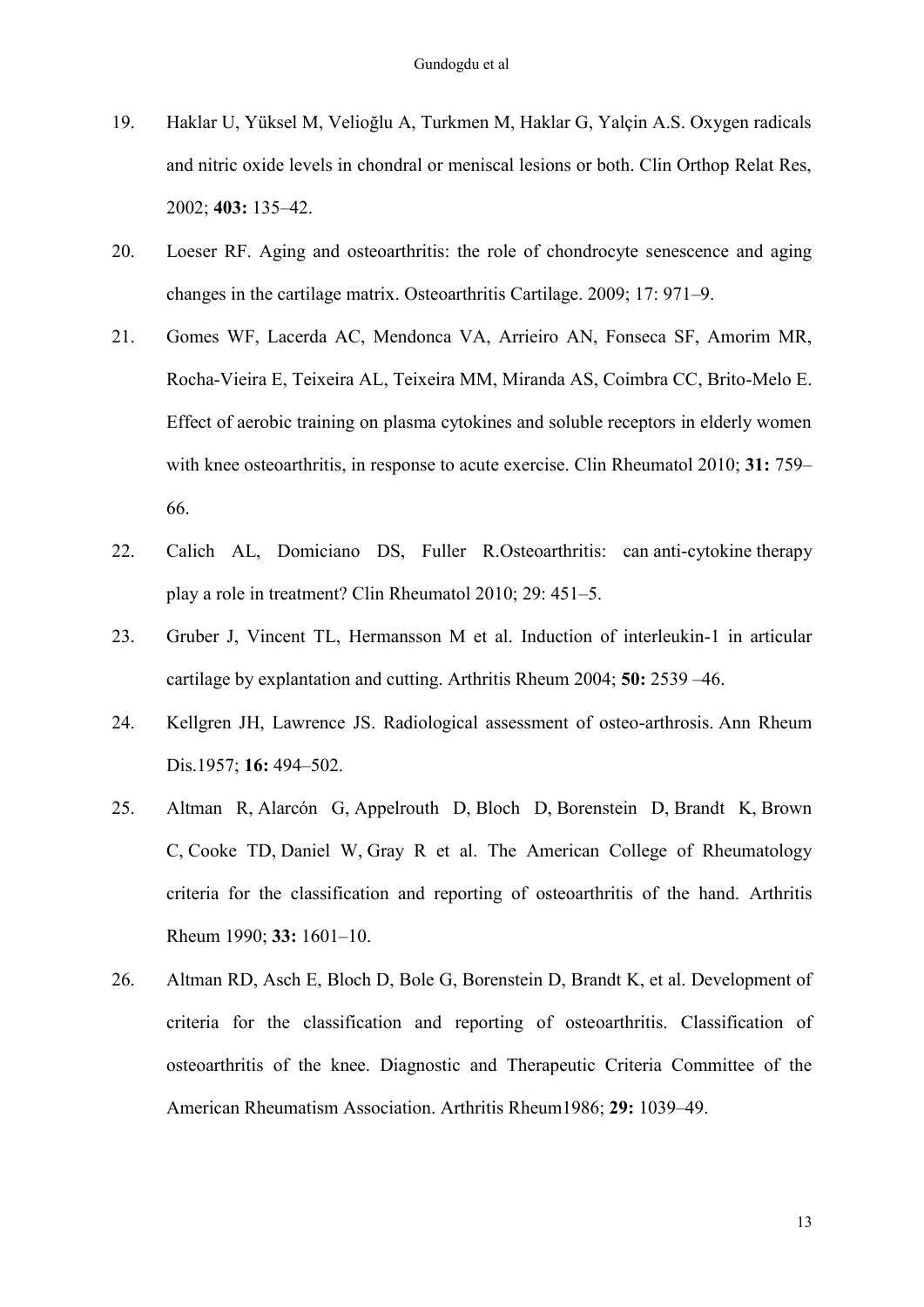19. Haklar U, Yüksel M, Velioğlu A, Turkmen M, Haklar G, Yalçin A.S. Oxygen radicals and nitric oxide levels in chondral or meniscal lesions or both. Clin Orthop Relat Res, 2002; **403:** 135–42.

20. Loeser RF. Aging and osteoarthritis: the role of chondrocyte senescence and aging changes in the cartilage matrix. Osteoarthritis Cartilage. 2009; 17: 971–9.

21. Gomes WF, Lacerda AC, Mendonca VA, Arrieiro AN, Fonseca SF, Amorim MR, Rocha-Vieira E, Teixeira AL, Teixeira MM, Miranda AS, Coimbra CC, Brito-Melo E. Effect of aerobic training on plasma cytokines and soluble receptors in elderly women with knee osteoarthritis, in response to acute exercise. Clin Rheumatol 2010; **31:** 759–66.

22. Calich AL, Domiciano DS, Fuller R.Osteoarthritis: can anti-cytokine therapy play a role in treatment? Clin Rheumatol 2010; 29: 451–5.

23. Gruber J, Vincent TL, Hermansson M et al. Induction of interleukin-1 in articular cartilage by explantation and cutting. Arthritis Rheum 2004; **50:** 2539 –46.

24. Kellgren JH, Lawrence JS. Radiological assessment of osteo-arthrosis. Ann Rheum Dis.1957; **16:** 494–502.

25. Altman R, Alarcón G, Appelrouth D, Bloch D, Borenstein D, Brandt K, Brown C, Cooke TD, Daniel W, Gray R et al. The American College of Rheumatology criteria for the classification and reporting of osteoarthritis of the hand. Arthritis Rheum 1990; **33:** 1601–10.

26. Altman RD, Asch E, Bloch D, Bole G, Borenstein D, Brandt K, et al. Development of criteria for the classification and reporting of osteoarthritis. Classification of osteoarthritis of the knee. Diagnostic and Therapeutic Criteria Committee of the American Rheumatism Association. Arthritis Rheum1986; **29:** 1039–49.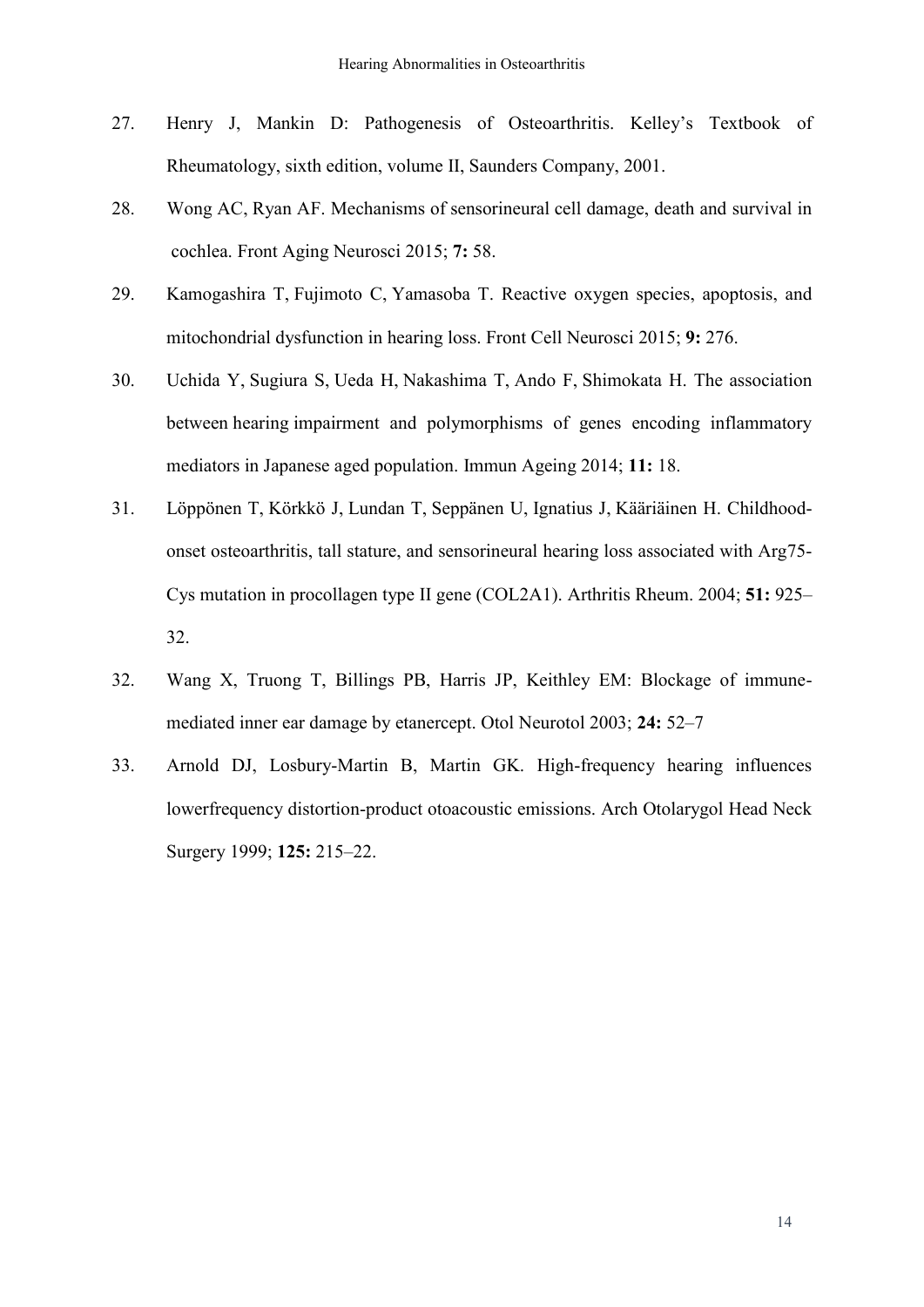27. Henry J, Mankin D: Pathogenesis of Osteoarthritis. Kelley's Textbook of Rheumatology, sixth edition, volume II, Saunders Company, 2001.

28. Wong AC, Ryan AF. Mechanisms of sensorineural cell damage, death and survival in cochlea. Front Aging Neurosci 2015; **7:** 58.

29. Kamogashira T, Fujimoto C, Yamasoba T. Reactive oxygen species, apoptosis, and mitochondrial dysfunction in hearing loss. Front Cell Neurosci 2015; **9:** 276.

30. Uchida Y, Sugiura S, Ueda H, Nakashima T, Ando F, Shimokata H. The association between hearing impairment and polymorphisms of genes encoding inflammatory mediators in Japanese aged population. Immun Ageing 2014; **11:** 18.

31. Löppönen T, Körkkö J, Lundan T, Seppänen U, Ignatius J, Kääriäinen H. Childhood-onset osteoarthritis, tall stature, and sensorineural hearing loss associated with Arg75-Cys mutation in procollagen type II gene (COL2A1). Arthritis Rheum. 2004; **51:** 925–32.

32. Wang X, Truong T, Billings PB, Harris JP, Keithley EM: Blockage of immune-mediated inner ear damage by etanercept. Otol Neurotol 2003; **24:** 52–7

33. Arnold DJ, Losbury-Martin B, Martin GK. High-frequency hearing influences lowerfrequency distortion-product otoacoustic emissions. Arch Otolarygol Head Neck Surgery 1999; **125:** 215–22.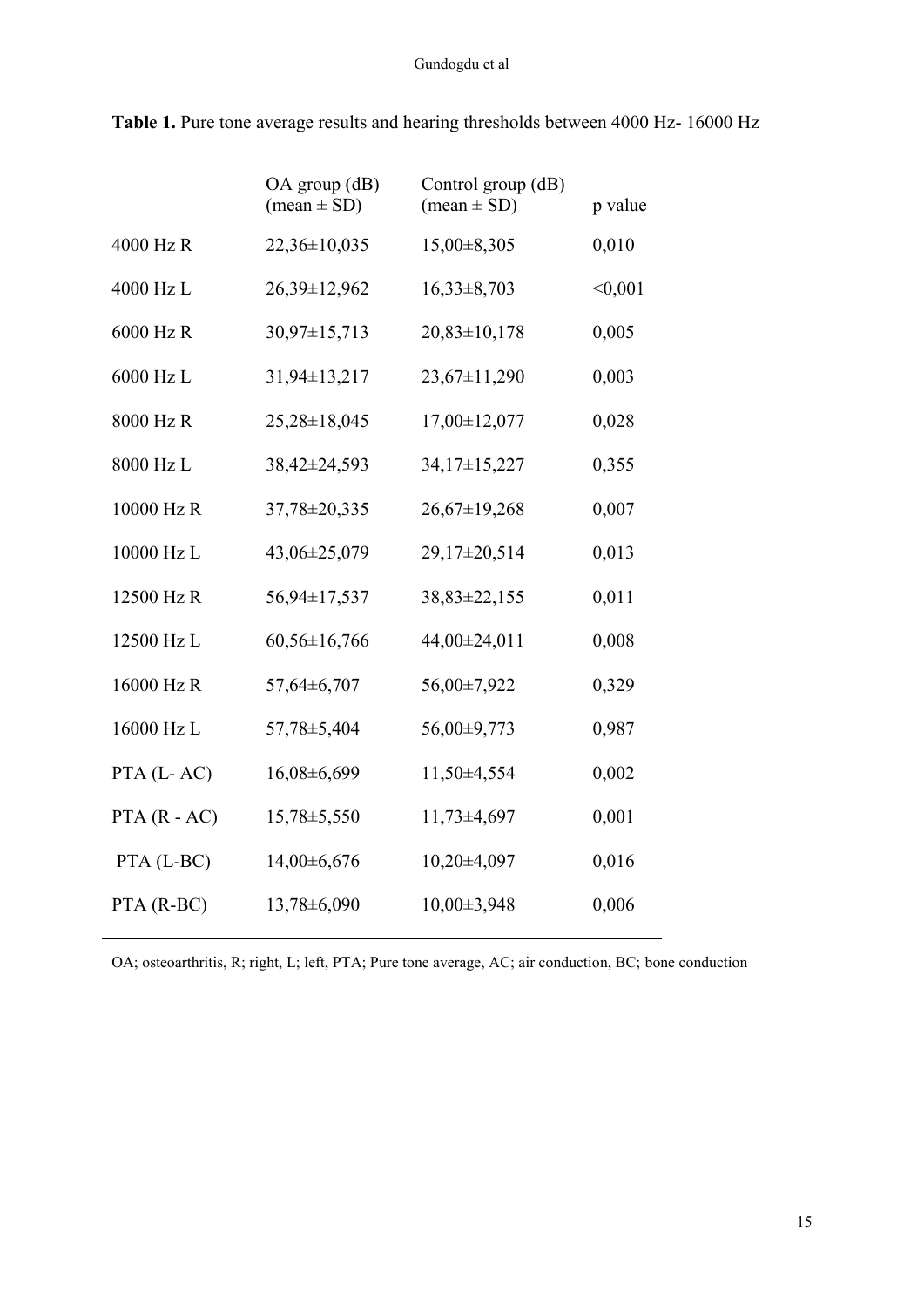**Table 1.** Pure tone average results and hearing thresholds between 4000 Hz- 16000 Hz

| | OA group (dB) (mean ± SD) | Control group (dB) (mean ± SD) | p value |
|---|---|---|---|
| 4000 Hz R | 22,36±10,035 | 15,00±8,305 | 0,010 |
| 4000 Hz L | 26,39±12,962 | 16,33±8,703 | <0,001 |
| 6000 Hz R | 30,97±15,713 | 20,83±10,178 | 0,005 |
| 6000 Hz L | 31,94±13,217 | 23,67±11,290 | 0,003 |
| 8000 Hz R | 25,28±18,045 | 17,00±12,077 | 0,028 |
| 8000 Hz L | 38,42±24,593 | 34,17±15,227 | 0,355 |
| 10000 Hz R | 37,78±20,335 | 26,67±19,268 | 0,007 |
| 10000 Hz L | 43,06±25,079 | 29,17±20,514 | 0,013 |
| 12500 Hz R | 56,94±17,537 | 38,83±22,155 | 0,011 |
| 12500 Hz L | 60,56±16,766 | 44,00±24,011 | 0,008 |
| 16000 Hz R | 57,64±6,707 | 56,00±7,922 | 0,329 |
| 16000 Hz L | 57,78±5,404 | 56,00±9,773 | 0,987 |
| PTA (L- AC) | 16,08±6,699 | 11,50±4,554 | 0,002 |
| PTA (R - AC) | 15,78±5,550 | 11,73±4,697 | 0,001 |
| PTA (L-BC) | 14,00±6,676 | 10,20±4,097 | 0,016 |
| PTA (R-BC) | 13,78±6,090 | 10,00±3,948 | 0,006 |

OA; osteoarthritis, R; right, L; left, PTA; Pure tone average, AC; air conduction, BC; bone conduction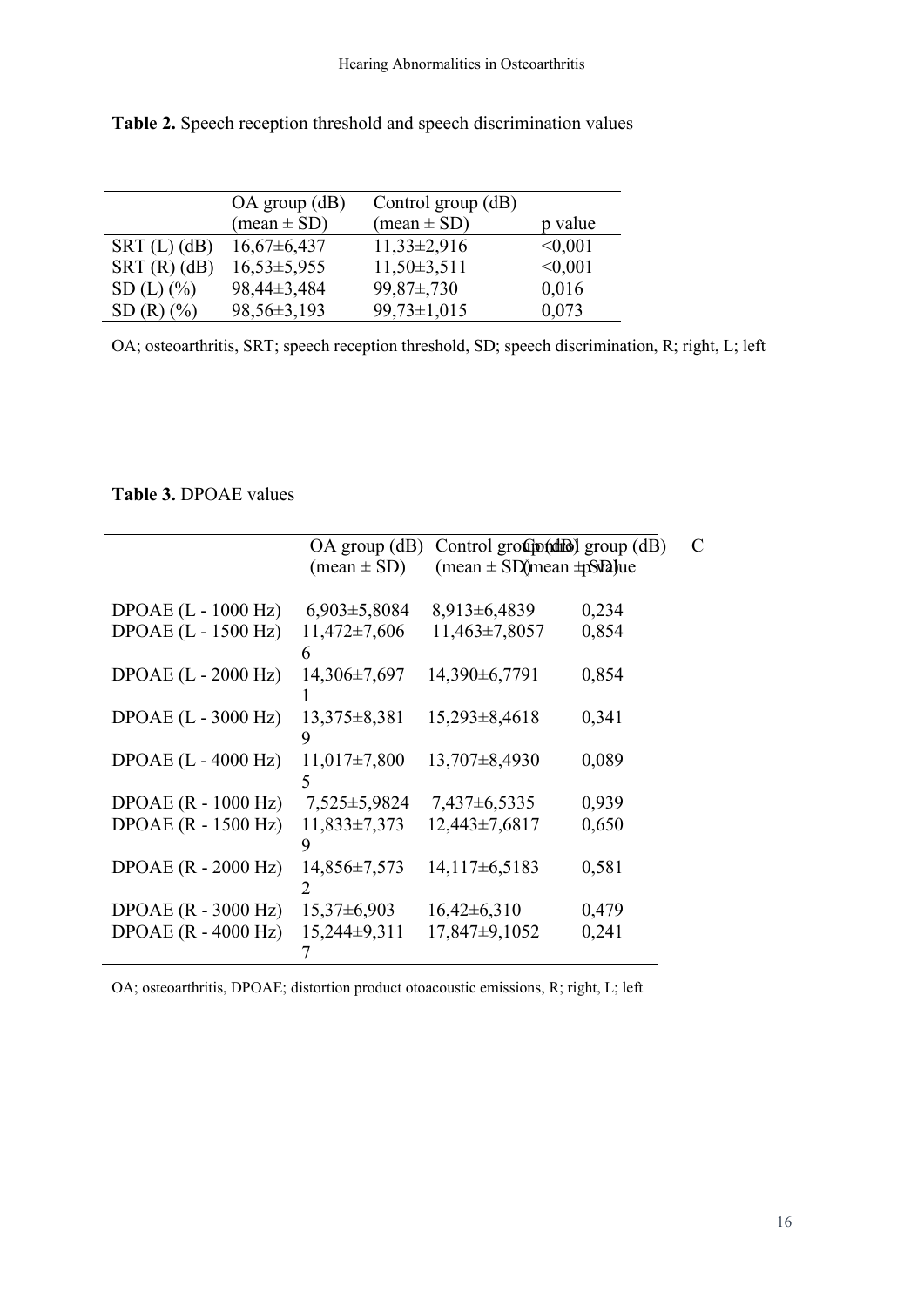**Table 2.** Speech reception threshold and speech discrimination values

| | OA group (dB) (mean ± SD) | Control group (dB) (mean ± SD) | p value |
|---|---|---|---|
| SRT (L) (dB) | 16,67±6,437 | 11,33±2,916 | <0,001 |
| SRT (R) (dB) | 16,53±5,955 | 11,50±3,511 | <0,001 |
| SD (L) (%) | 98,44±3,484 | 99,87±,730 | 0,016 |
| SD (R) (%) | 98,56±3,193 | 99,73±1,015 | 0,073 |

OA; osteoarthritis, SRT; speech reception threshold, SD; speech discrimination, R; right, L; left

**Table 3.** DPOAE values

| | OA group (dB) (mean ± SD) | Control group (dB) (mean ± SD) | p value |
|---|---|---|---|
| DPOAE (L - 1000 Hz) | 6,903±5,8084 | 8,913±6,4839 | 0,234 |
| DPOAE (L - 1500 Hz) | 11,472±7,6066 | 11,463±7,8057 | 0,854 |
| DPOAE (L - 2000 Hz) | 14,306±7,6971 | 14,390±6,7791 | 0,854 |
| DPOAE (L - 3000 Hz) | 13,375±8,3819 | 15,293±8,4618 | 0,341 |
| DPOAE (L - 4000 Hz) | 11,017±7,8005 | 13,707±8,4930 | 0,089 |
| DPOAE (R - 1000 Hz) | 7,525±5,9824 | 7,437±6,5335 | 0,939 |
| DPOAE (R - 1500 Hz) | 11,833±7,3739 | 12,443±7,6817 | 0,650 |
| DPOAE (R - 2000 Hz) | 14,856±7,5732 | 14,117±6,5183 | 0,581 |
| DPOAE (R - 3000 Hz) | 15,37±6,903 | 16,42±6,310 | 0,479 |
| DPOAE (R - 4000 Hz) | 15,244±9,3117 | 17,847±9,1052 | 0,241 |

OA; osteoarthritis, DPOAE; distortion product otoacoustic emissions, R; right, L; left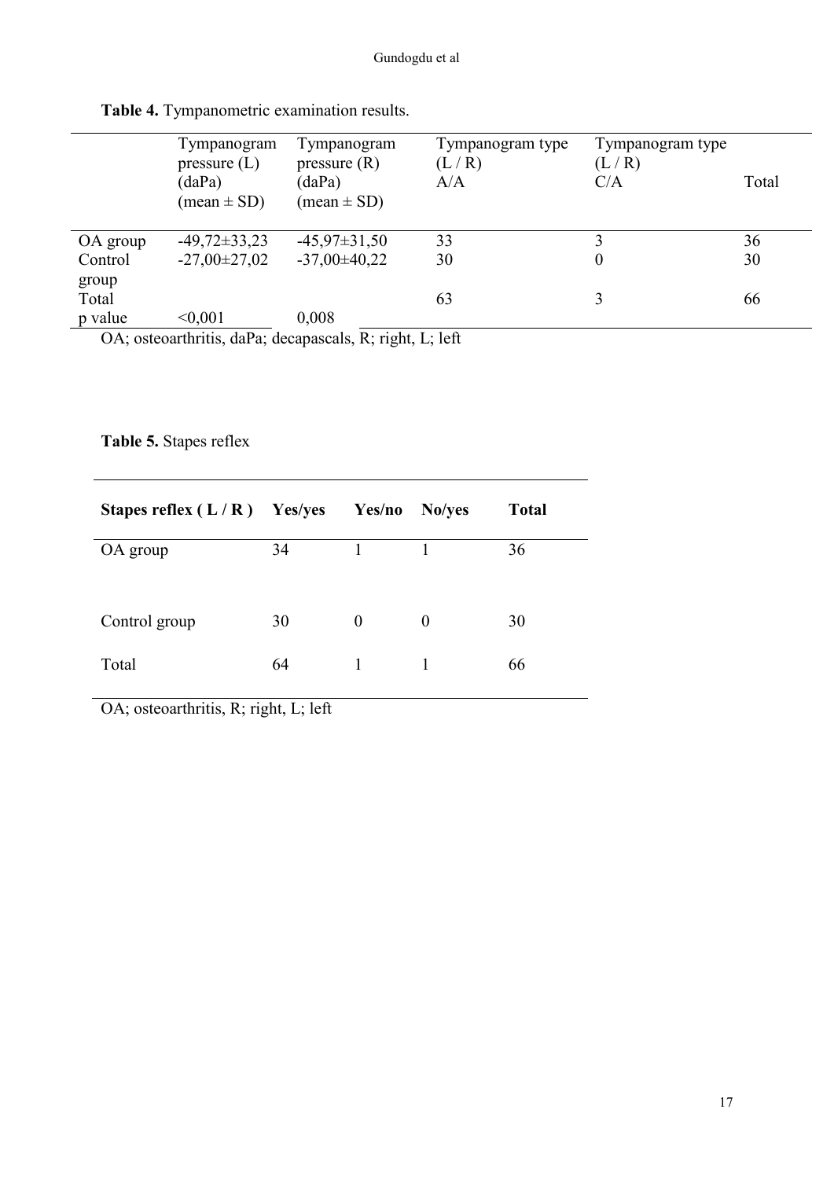**Table 4.** Tympanometric examination results.

| | Tympanogram pressure (L) (daPa) (mean ± SD) | Tympanogram pressure (R) (daPa) (mean ± SD) | Tympanogram type (L / R) A/A | Tympanogram type (L / R) C/A | Total |
|---|---|---|---|---|---|
| OA group | -49,72±33,23 | -45,97±31,50 | 33 | 3 | 36 |
| Control group | -27,00±27,02 | -37,00±40,22 | 30 | 0 | 30 |
| Total | | | 63 | 3 | 66 |
| p value | <0,001 | 0,008 | | | |

OA; osteoarthritis, daPa; decapascals, R; right, L; left

**Table 5.** Stapes reflex

| **Stapes reflex ( L / R )** | **Yes/yes** | **Yes/no** | **No/yes** | **Total** |
|---|---|---|---|---|
| OA group | 34 | 1 | 1 | 36 |
| Control group | 30 | 0 | 0 | 30 |
| Total | 64 | 1 | 1 | 66 |

OA; osteoarthritis, R; right, L; left